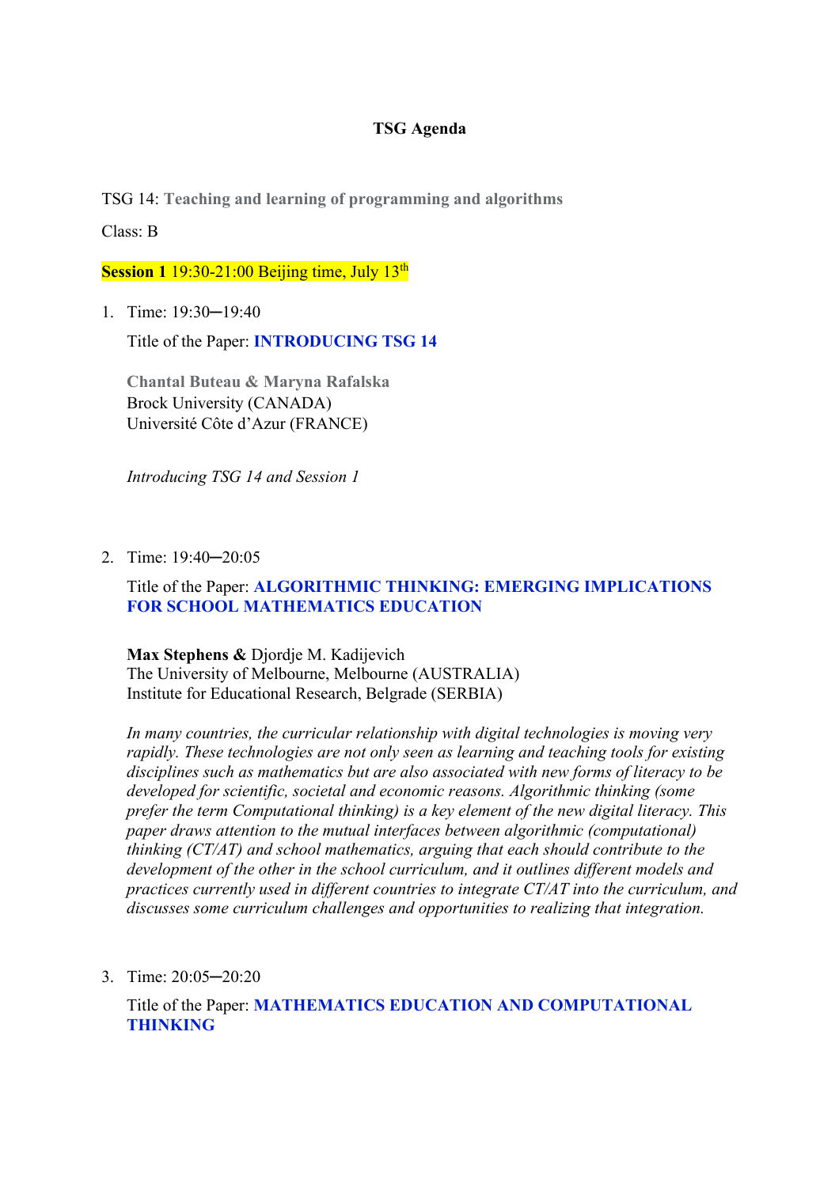**TSG Agenda**

TSG 14: **Teaching and learning of programming and algorithms**

Class: B

**Session 1** 19:30-21:00 Beijing time, July 13th

1. Time: 19:30─19:40

   Title of the Paper: **INTRODUCING TSG 14**

   **Chantal Buteau & Maryna Rafalska**
   Brock University (CANADA)
   Université Côte d'Azur (FRANCE)

   *Introducing TSG 14 and Session 1*

2. Time: 19:40─20:05

   Title of the Paper: **ALGORITHMIC THINKING: EMERGING IMPLICATIONS FOR SCHOOL MATHEMATICS EDUCATION**

   **Max Stephens &** Djordje M. Kadijevich
   The University of Melbourne, Melbourne (AUSTRALIA)
   Institute for Educational Research, Belgrade (SERBIA)

   *In many countries, the curricular relationship with digital technologies is moving very rapidly. These technologies are not only seen as learning and teaching tools for existing disciplines such as mathematics but are also associated with new forms of literacy to be developed for scientific, societal and economic reasons. Algorithmic thinking (some prefer the term Computational thinking) is a key element of the new digital literacy. This paper draws attention to the mutual interfaces between algorithmic (computational) thinking (CT/AT) and school mathematics, arguing that each should contribute to the development of the other in the school curriculum, and it outlines different models and practices currently used in different countries to integrate CT/AT into the curriculum, and discusses some curriculum challenges and opportunities to realizing that integration.*

3. Time: 20:05─20:20

   Title of the Paper: **MATHEMATICS EDUCATION AND COMPUTATIONAL THINKING**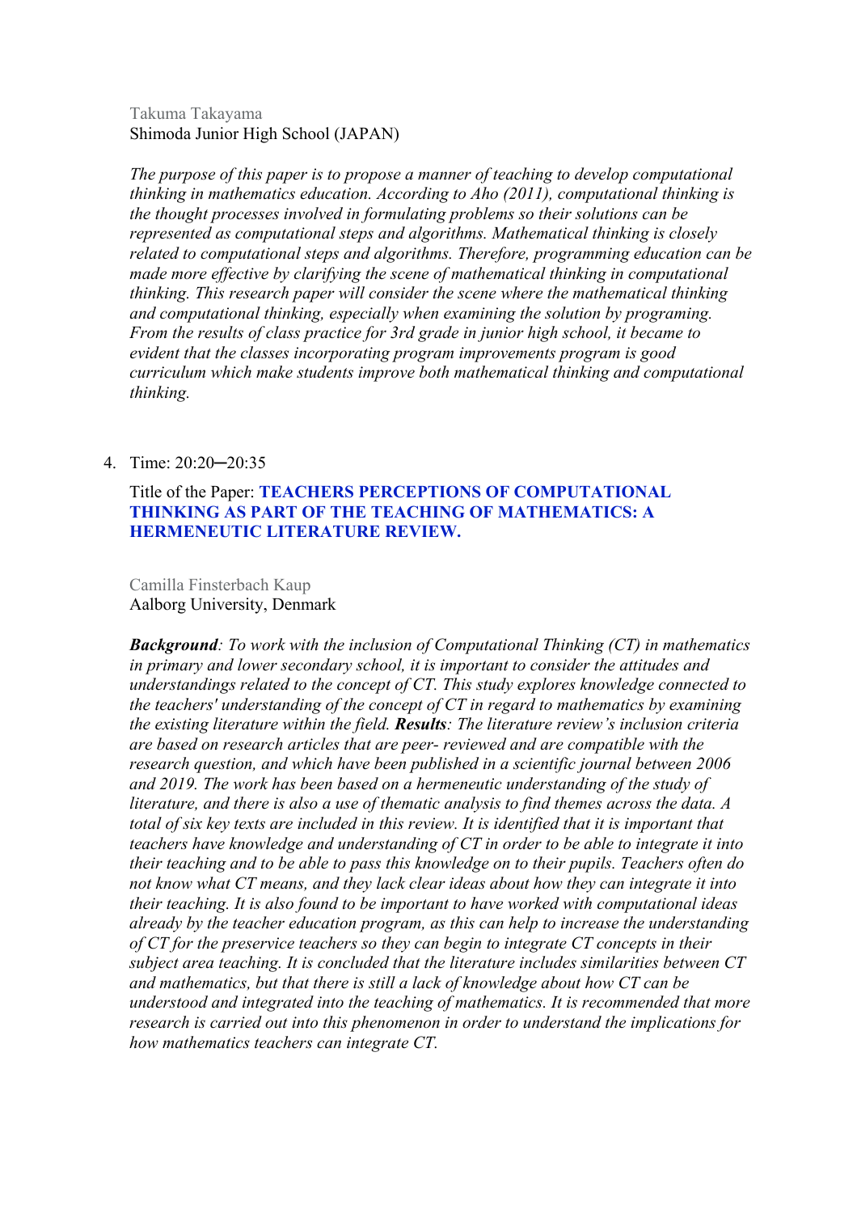Takuma Takayama
Shimoda Junior High School (JAPAN)

*The purpose of this paper is to propose a manner of teaching to develop computational thinking in mathematics education. According to Aho (2011), computational thinking is the thought processes involved in formulating problems so their solutions can be represented as computational steps and algorithms. Mathematical thinking is closely related to computational steps and algorithms. Therefore, programming education can be made more effective by clarifying the scene of mathematical thinking in computational thinking. This research paper will consider the scene where the mathematical thinking and computational thinking, especially when examining the solution by programing. From the results of class practice for 3rd grade in junior high school, it became to evident that the classes incorporating program improvements program is good curriculum which make students improve both mathematical thinking and computational thinking.*

4. Time: 20:20─20:35

Title of the Paper: **TEACHERS PERCEPTIONS OF COMPUTATIONAL THINKING AS PART OF THE TEACHING OF MATHEMATICS: A HERMENEUTIC LITERATURE REVIEW.**

Camilla Finsterbach Kaup
Aalborg University, Denmark

***Background**: To work with the inclusion of Computational Thinking (CT) in mathematics in primary and lower secondary school, it is important to consider the attitudes and understandings related to the concept of CT. This study explores knowledge connected to the teachers' understanding of the concept of CT in regard to mathematics by examining the existing literature within the field. **Results**: The literature review's inclusion criteria are based on research articles that are peer- reviewed and are compatible with the research question, and which have been published in a scientific journal between 2006 and 2019. The work has been based on a hermeneutic understanding of the study of literature, and there is also a use of thematic analysis to find themes across the data. A total of six key texts are included in this review. It is identified that it is important that teachers have knowledge and understanding of CT in order to be able to integrate it into their teaching and to be able to pass this knowledge on to their pupils. Teachers often do not know what CT means, and they lack clear ideas about how they can integrate it into their teaching. It is also found to be important to have worked with computational ideas already by the teacher education program, as this can help to increase the understanding of CT for the preservice teachers so they can begin to integrate CT concepts in their subject area teaching. It is concluded that the literature includes similarities between CT and mathematics, but that there is still a lack of knowledge about how CT can be understood and integrated into the teaching of mathematics. It is recommended that more research is carried out into this phenomenon in order to understand the implications for how mathematics teachers can integrate CT.*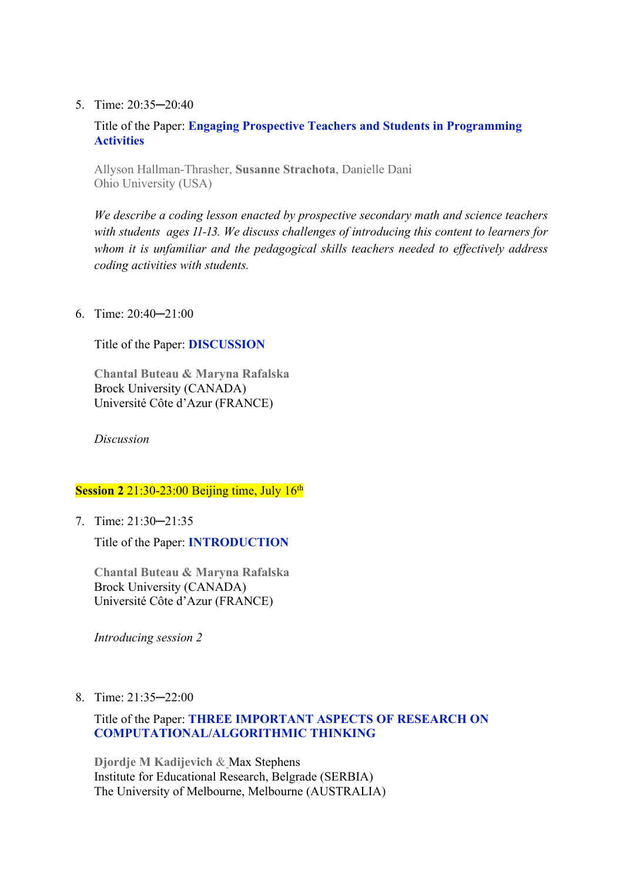5. Time: 20:35─20:40

   Title of the Paper: **Engaging Prospective Teachers and Students in Programming Activities**

   Allyson Hallman-Thrasher, **Susanne Strachota**, Danielle Dani
   Ohio University (USA)

   *We describe a coding lesson enacted by prospective secondary math and science teachers with students ages 11-13. We discuss challenges of introducing this content to learners for whom it is unfamiliar and the pedagogical skills teachers needed to effectively address coding activities with students.*

6. Time: 20:40─21:00

   Title of the Paper: **DISCUSSION**

   **Chantal Buteau & Maryna Rafalska**
   Brock University (CANADA)
   Université Côte d'Azur (FRANCE)

   *Discussion*

**Session 2** 21:30-23:00 Beijing time, July 16th

7. Time: 21:30─21:35

   Title of the Paper: **INTRODUCTION**

   **Chantal Buteau & Maryna Rafalska**
   Brock University (CANADA)
   Université Côte d'Azur (FRANCE)

   *Introducing session 2*

8. Time: 21:35─22:00

   Title of the Paper: **THREE IMPORTANT ASPECTS OF RESEARCH ON COMPUTATIONAL/ALGORITHMIC THINKING**

   **Djordje M Kadijevich** & Max Stephens
   Institute for Educational Research, Belgrade (SERBIA)
   The University of Melbourne, Melbourne (AUSTRALIA)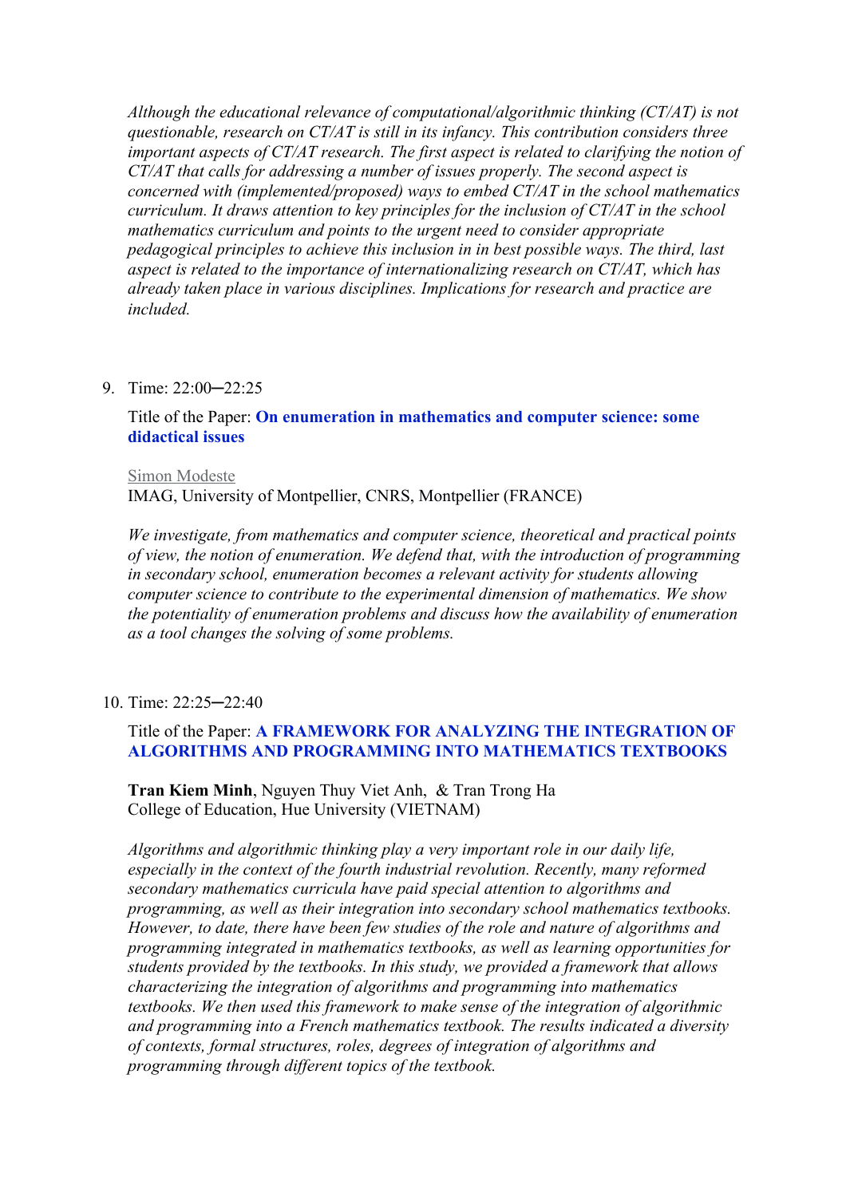*Although the educational relevance of computational/algorithmic thinking (CT/AT) is not questionable, research on CT/AT is still in its infancy. This contribution considers three important aspects of CT/AT research. The first aspect is related to clarifying the notion of CT/AT that calls for addressing a number of issues properly. The second aspect is concerned with (implemented/proposed) ways to embed CT/AT in the school mathematics curriculum. It draws attention to key principles for the inclusion of CT/AT in the school mathematics curriculum and points to the urgent need to consider appropriate pedagogical principles to achieve this inclusion in in best possible ways. The third, last aspect is related to the importance of internationalizing research on CT/AT, which has already taken place in various disciplines. Implications for research and practice are included.*

9. Time: 22:00─22:25

   Title of the Paper: **On enumeration in mathematics and computer science: some didactical issues**

   Simon Modeste
   IMAG, University of Montpellier, CNRS, Montpellier (FRANCE)

   *We investigate, from mathematics and computer science, theoretical and practical points of view, the notion of enumeration. We defend that, with the introduction of programming in secondary school, enumeration becomes a relevant activity for students allowing computer science to contribute to the experimental dimension of mathematics. We show the potentiality of enumeration problems and discuss how the availability of enumeration as a tool changes the solving of some problems.*

10. Time: 22:25─22:40

    Title of the Paper: **A FRAMEWORK FOR ANALYZING THE INTEGRATION OF ALGORITHMS AND PROGRAMMING INTO MATHEMATICS TEXTBOOKS**

    **Tran Kiem Minh**, Nguyen Thuy Viet Anh, & Tran Trong Ha
    College of Education, Hue University (VIETNAM)

    *Algorithms and algorithmic thinking play a very important role in our daily life, especially in the context of the fourth industrial revolution. Recently, many reformed secondary mathematics curricula have paid special attention to algorithms and programming, as well as their integration into secondary school mathematics textbooks. However, to date, there have been few studies of the role and nature of algorithms and programming integrated in mathematics textbooks, as well as learning opportunities for students provided by the textbooks. In this study, we provided a framework that allows characterizing the integration of algorithms and programming into mathematics textbooks. We then used this framework to make sense of the integration of algorithmic and programming into a French mathematics textbook. The results indicated a diversity of contexts, formal structures, roles, degrees of integration of algorithms and programming through different topics of the textbook.*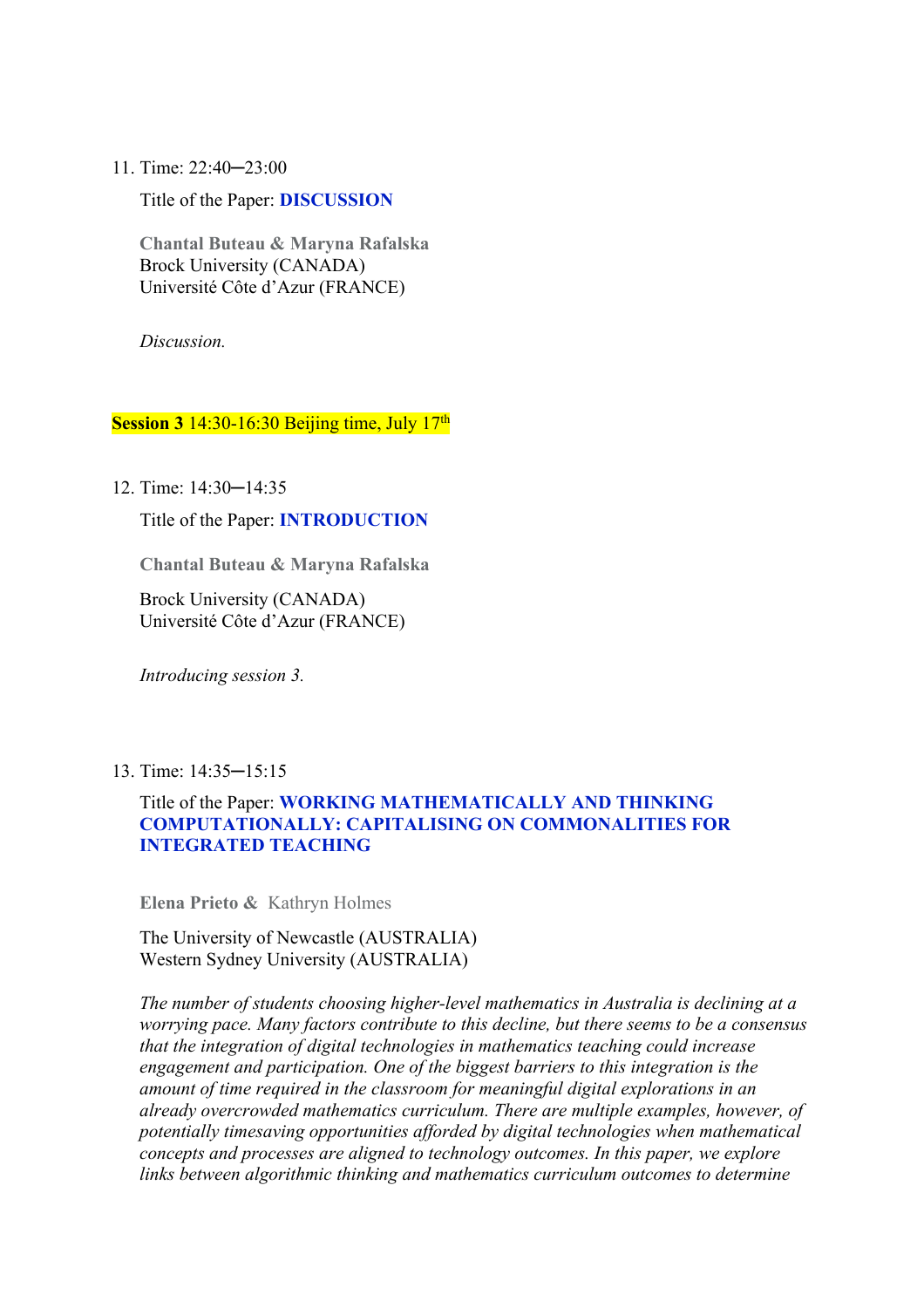11. Time: 22:40─23:00

    Title of the Paper: **DISCUSSION**

    **Chantal Buteau & Maryna Rafalska**
    Brock University (CANADA)
    Université Côte d'Azur (FRANCE)

    *Discussion.*

**Session 3** 14:30-16:30 Beijing time, July 17th

12. Time: 14:30─14:35

    Title of the Paper: **INTRODUCTION**

    **Chantal Buteau & Maryna Rafalska**

    Brock University (CANADA)
    Université Côte d'Azur (FRANCE)

    *Introducing session 3.*

13. Time: 14:35─15:15

    Title of the Paper: **WORKING MATHEMATICALLY AND THINKING COMPUTATIONALLY: CAPITALISING ON COMMONALITIES FOR INTEGRATED TEACHING**

    **Elena Prieto &** Kathryn Holmes

    The University of Newcastle (AUSTRALIA)
    Western Sydney University (AUSTRALIA)

    *The number of students choosing higher-level mathematics in Australia is declining at a worrying pace. Many factors contribute to this decline, but there seems to be a consensus that the integration of digital technologies in mathematics teaching could increase engagement and participation. One of the biggest barriers to this integration is the amount of time required in the classroom for meaningful digital explorations in an already overcrowded mathematics curriculum. There are multiple examples, however, of potentially timesaving opportunities afforded by digital technologies when mathematical concepts and processes are aligned to technology outcomes. In this paper, we explore links between algorithmic thinking and mathematics curriculum outcomes to determine*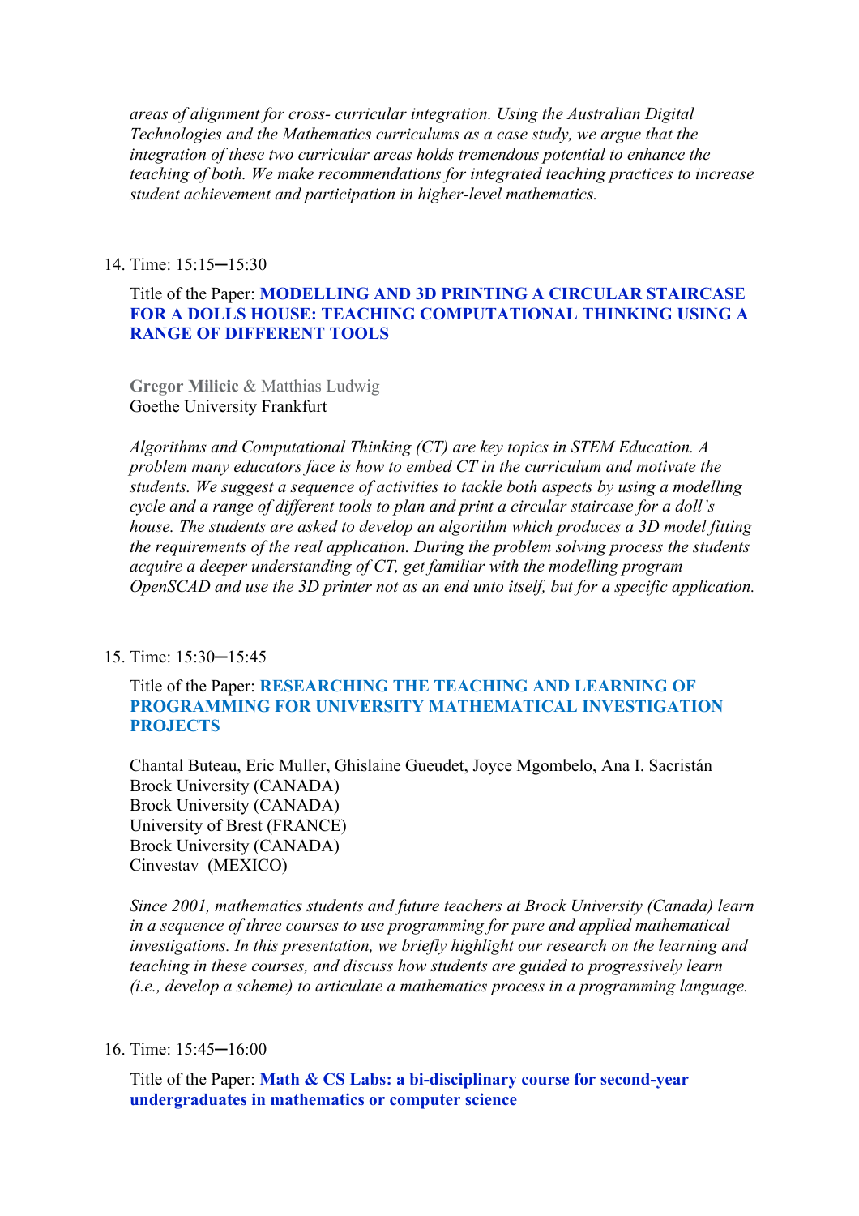*areas of alignment for cross- curricular integration. Using the Australian Digital Technologies and the Mathematics curriculums as a case study, we argue that the integration of these two curricular areas holds tremendous potential to enhance the teaching of both. We make recommendations for integrated teaching practices to increase student achievement and participation in higher-level mathematics.*

14. Time: 15:15─15:30

    Title of the Paper: **MODELLING AND 3D PRINTING A CIRCULAR STAIRCASE FOR A DOLLS HOUSE: TEACHING COMPUTATIONAL THINKING USING A RANGE OF DIFFERENT TOOLS**

    **Gregor Milicic** & Matthias Ludwig
    Goethe University Frankfurt

    *Algorithms and Computational Thinking (CT) are key topics in STEM Education. A problem many educators face is how to embed CT in the curriculum and motivate the students. We suggest a sequence of activities to tackle both aspects by using a modelling cycle and a range of different tools to plan and print a circular staircase for a doll's house. The students are asked to develop an algorithm which produces a 3D model fitting the requirements of the real application. During the problem solving process the students acquire a deeper understanding of CT, get familiar with the modelling program OpenSCAD and use the 3D printer not as an end unto itself, but for a specific application.*

15. Time: 15:30─15:45

    Title of the Paper: **RESEARCHING THE TEACHING AND LEARNING OF PROGRAMMING FOR UNIVERSITY MATHEMATICAL INVESTIGATION PROJECTS**

    Chantal Buteau, Eric Muller, Ghislaine Gueudet, Joyce Mgombelo, Ana I. Sacristán
    Brock University (CANADA)
    Brock University (CANADA)
    University of Brest (FRANCE)
    Brock University (CANADA)
    Cinvestav (MEXICO)

    *Since 2001, mathematics students and future teachers at Brock University (Canada) learn in a sequence of three courses to use programming for pure and applied mathematical investigations. In this presentation, we briefly highlight our research on the learning and teaching in these courses, and discuss how students are guided to progressively learn (i.e., develop a scheme) to articulate a mathematics process in a programming language.*

16. Time: 15:45─16:00

    Title of the Paper: **Math & CS Labs: a bi-disciplinary course for second-year undergraduates in mathematics or computer science**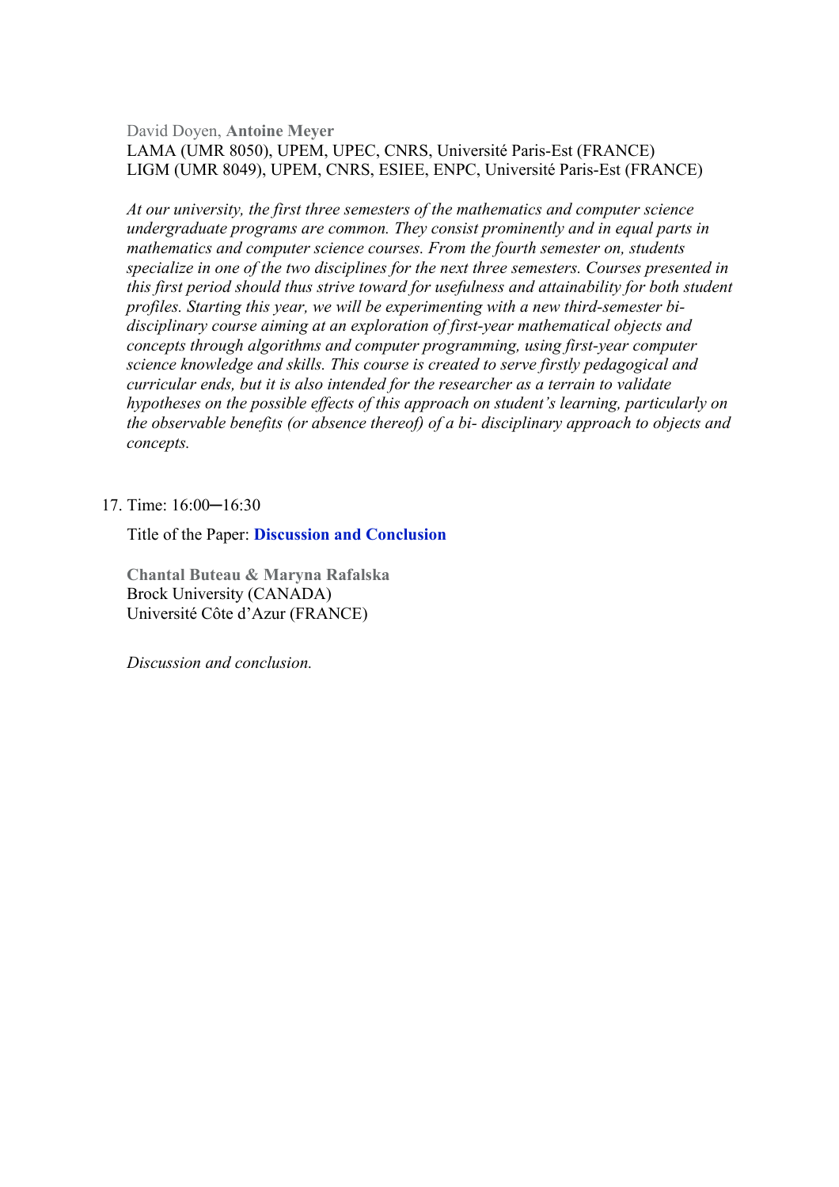David Doyen, **Antoine Meyer**  
LAMA (UMR 8050), UPEM, UPEC, CNRS, Université Paris-Est (FRANCE)  
LIGM (UMR 8049), UPEM, CNRS, ESIEE, ENPC, Université Paris-Est (FRANCE)

*At our university, the first three semesters of the mathematics and computer science undergraduate programs are common. They consist prominently and in equal parts in mathematics and computer science courses. From the fourth semester on, students specialize in one of the two disciplines for the next three semesters. Courses presented in this first period should thus strive toward for usefulness and attainability for both student profiles. Starting this year, we will be experimenting with a new third-semester bi-disciplinary course aiming at an exploration of first-year mathematical objects and concepts through algorithms and computer programming, using first-year computer science knowledge and skills. This course is created to serve firstly pedagogical and curricular ends, but it is also intended for the researcher as a terrain to validate hypotheses on the possible effects of this approach on student's learning, particularly on the observable benefits (or absence thereof) of a bi- disciplinary approach to objects and concepts.*

17. Time: 16:00─16:30

    Title of the Paper: **Discussion and Conclusion**

    **Chantal Buteau & Maryna Rafalska**  
    Brock University (CANADA)  
    Université Côte d'Azur (FRANCE)

    *Discussion and conclusion.*